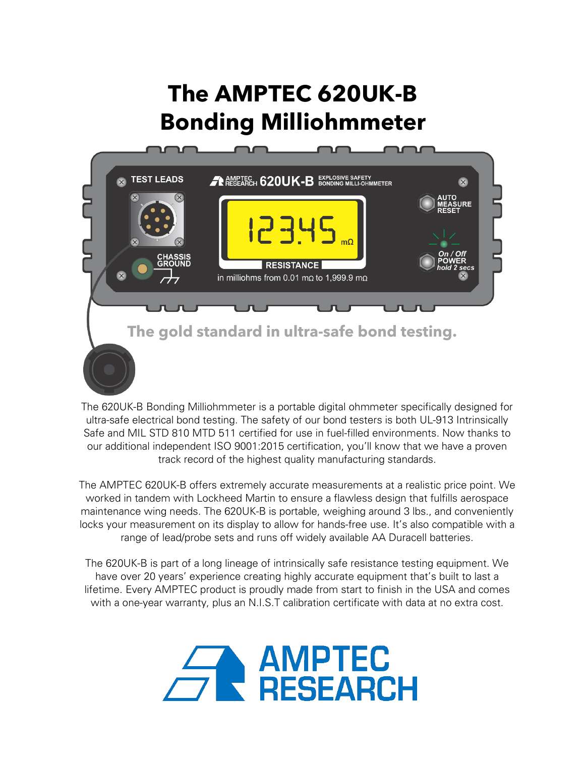# The AMPTEC 620UK-B Bonding Milliohmmeter

TEST LEADS

AMPTEC RESEARCH 620UK-B EXPLOSIVE SAFETY BONDING MILLI-OHMMETER

123.45 mΩ

RESISTANCE

in milliohms from 0.01 mΩ to 1,999.9 mΩ

AUTO MEASURE RESET

On / Off POWER hold 2 secs

CHASSIS GROUND

**The gold standard in ultra-safe bond testing.**

The 620UK-B Bonding Milliohmmeter is a portable digital ohmmeter specifically designed for ultra-safe electrical bond testing. The safety of our bond testers is both UL-913 Intrinsically Safe and MIL STD 810 MTD 511 certified for use in fuel-filled environments. Now thanks to our additional independent ISO 9001:2015 certification, you'll know that we have a proven track record of the highest quality manufacturing standards.

The AMPTEC 620UK-B offers extremely accurate measurements at a realistic price point. We worked in tandem with Lockheed Martin to ensure a flawless design that fulfills aerospace maintenance wing needs. The 620UK-B is portable, weighing around 3 lbs., and conveniently locks your measurement on its display to allow for hands-free use. It's also compatible with a range of lead/probe sets and runs off widely available AA Duracell batteries.

The 620UK-B is part of a long lineage of intrinsically safe resistance testing equipment. We have over 20 years' experience creating highly accurate equipment that's built to last a lifetime. Every AMPTEC product is proudly made from start to finish in the USA and comes with a one-year warranty, plus an N.I.S.T calibration certificate with data at no extra cost.

AMPTEC RESEARCH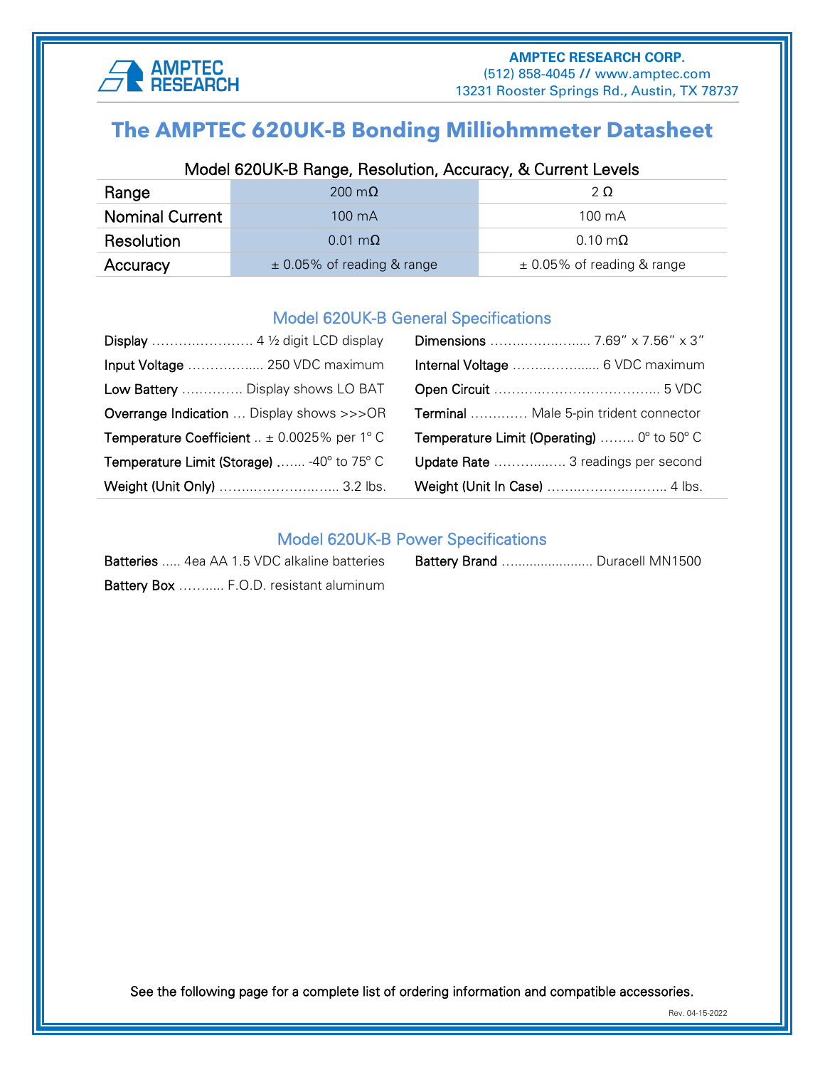AMPTEC RESEARCH

**AMPTEC RESEARCH CORP.**
(512) 858-4045 // www.amptec.com
13231 Rooster Springs Rd., Austin, TX 78737

# The AMPTEC 620UK-B Bonding Milliohmmeter Datasheet

## Model 620UK-B Range, Resolution, Accuracy, & Current Levels

| Range | 200 mΩ | 2 Ω |
|---|---|---|
| Nominal Current | 100 mA | 100 mA |
| Resolution | 0.01 mΩ | 0.10 mΩ |
| Accuracy | ± 0.05% of reading & range | ± 0.05% of reading & range |

## Model 620UK-B General Specifications

**Display** ……….…………. 4 ½ digit LCD display

**Input Voltage** …………..…. 250 VDC maximum

**Low Battery** ……….…. Display shows LO BAT

**Overrange Indication** … Display shows >>>OR

**Temperature Coefficient** .. ± 0.0025% per 1° C

**Temperature Limit (Storage)** .….. -40° to 75° C

**Weight (Unit Only)** ……..………….….. 3.2 lbs.

**Dimensions** ……..……..…..... 7.69" x 7.56" x 3"

**Internal Voltage** ……..……...... 6 VDC maximum

**Open Circuit** ……….……………………... 5 VDC

**Terminal** …………. Male 5-pin trident connector

**Temperature Limit (Operating)** …….. 0° to 50° C

**Update Rate** ………..…. 3 readings per second

**Weight (Unit In Case)** ……..………..…….. 4 lbs.

## Model 620UK-B Power Specifications

**Batteries** ..... 4ea AA 1.5 VDC alkaline batteries

**Battery Box** ……..... F.O.D. resistant aluminum

**Battery Brand** ....................... Duracell MN1500

See the following page for a complete list of ordering information and compatible accessories.

Rev. 04-15-2022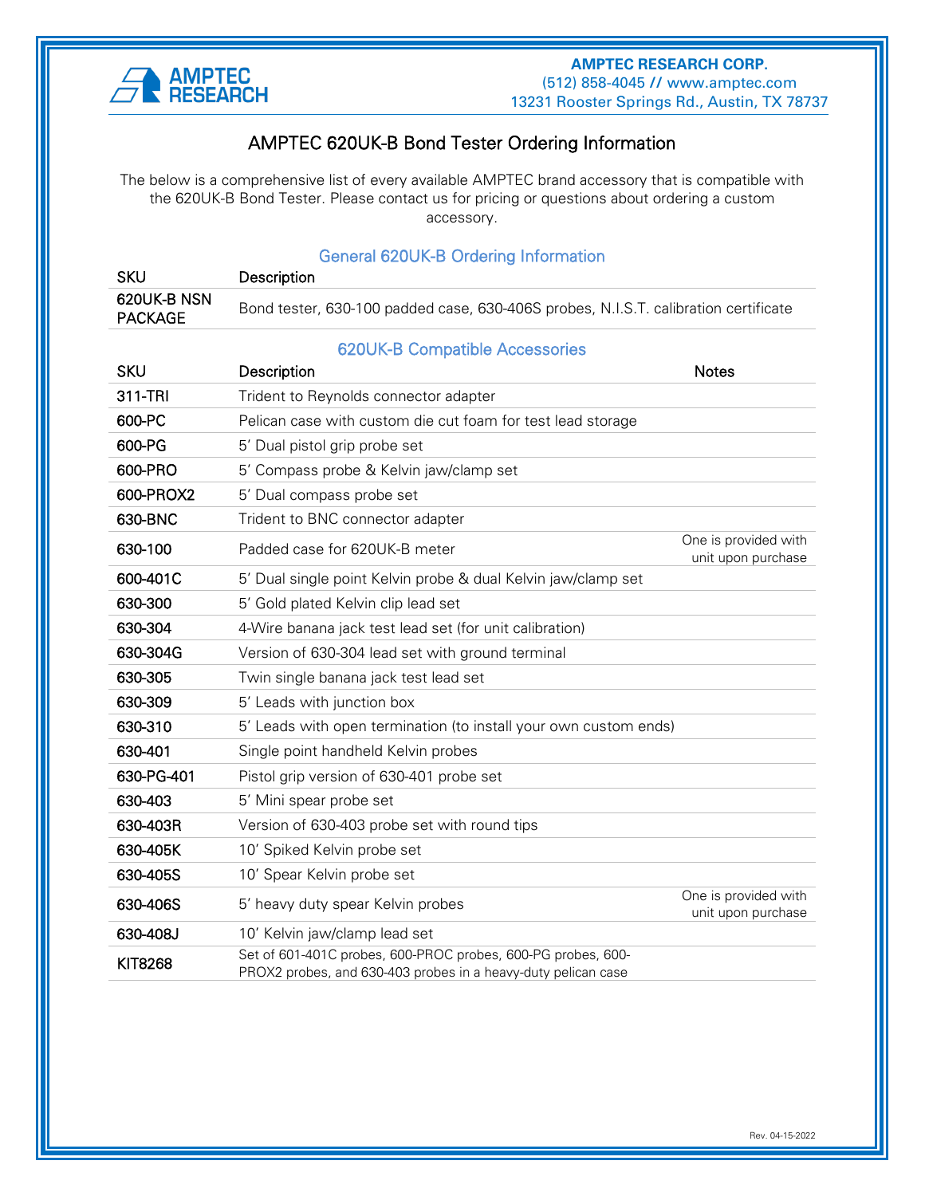AMPTEC RESEARCH

**AMPTEC RESEARCH CORP.**
(512) 858-4045 // www.amptec.com
13231 Rooster Springs Rd., Austin, TX 78737

# AMPTEC 620UK-B Bond Tester Ordering Information

The below is a comprehensive list of every available AMPTEC brand accessory that is compatible with the 620UK-B Bond Tester. Please contact us for pricing or questions about ordering a custom accessory.

## General 620UK-B Ordering Information

| SKU | Description |
|---|---|
| **620UK-B NSN PACKAGE** | Bond tester, 630-100 padded case, 630-406S probes, N.I.S.T. calibration certificate |

## 620UK-B Compatible Accessories

| SKU | Description | Notes |
|---|---|---|
| **311-TRI** | Trident to Reynolds connector adapter | |
| **600-PC** | Pelican case with custom die cut foam for test lead storage | |
| **600-PG** | 5' Dual pistol grip probe set | |
| **600-PRO** | 5' Compass probe & Kelvin jaw/clamp set | |
| **600-PROX2** | 5' Dual compass probe set | |
| **630-BNC** | Trident to BNC connector adapter | |
| **630-100** | Padded case for 620UK-B meter | One is provided with unit upon purchase |
| **600-401C** | 5' Dual single point Kelvin probe & dual Kelvin jaw/clamp set | |
| **630-300** | 5' Gold plated Kelvin clip lead set | |
| **630-304** | 4-Wire banana jack test lead set (for unit calibration) | |
| **630-304G** | Version of 630-304 lead set with ground terminal | |
| **630-305** | Twin single banana jack test lead set | |
| **630-309** | 5' Leads with junction box | |
| **630-310** | 5' Leads with open termination (to install your own custom ends) | |
| **630-401** | Single point handheld Kelvin probes | |
| **630-PG-401** | Pistol grip version of 630-401 probe set | |
| **630-403** | 5' Mini spear probe set | |
| **630-403R** | Version of 630-403 probe set with round tips | |
| **630-405K** | 10' Spiked Kelvin probe set | |
| **630-405S** | 10' Spear Kelvin probe set | |
| **630-406S** | 5' heavy duty spear Kelvin probes | One is provided with unit upon purchase |
| **630-408J** | 10' Kelvin jaw/clamp lead set | |
| **KIT8268** | Set of 601-401C probes, 600-PROC probes, 600-PG probes, 600-PROX2 probes, and 630-403 probes in a heavy-duty pelican case | |

Rev. 04-15-2022